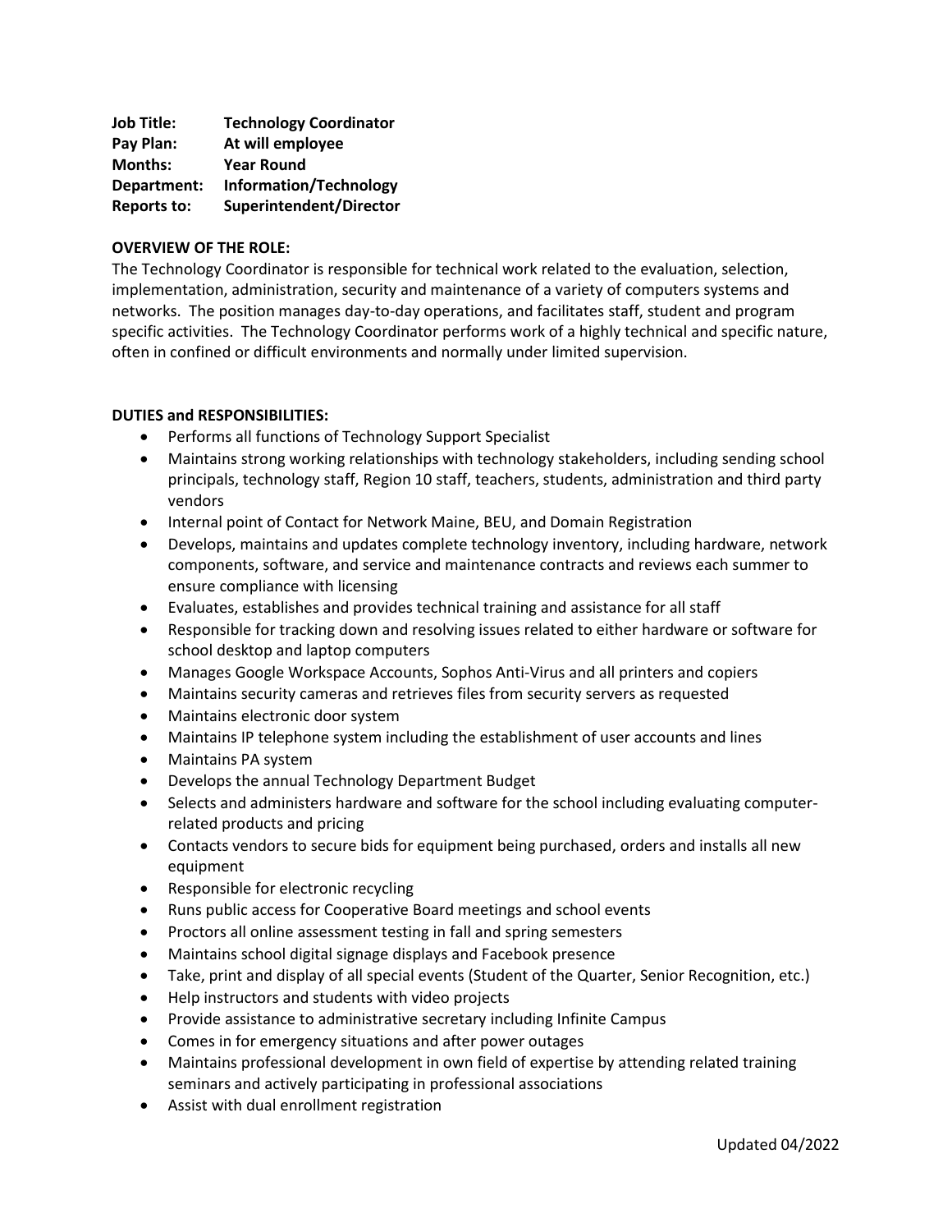**Job Title:** **Technology Coordinator**
**Pay Plan:** **At will employee**
**Months:** **Year Round**
**Department:** **Information/Technology**
**Reports to:** **Superintendent/Director**

**OVERVIEW OF THE ROLE:**

The Technology Coordinator is responsible for technical work related to the evaluation, selection, implementation, administration, security and maintenance of a variety of computers systems and networks. The position manages day-to-day operations, and facilitates staff, student and program specific activities. The Technology Coordinator performs work of a highly technical and specific nature, often in confined or difficult environments and normally under limited supervision.

**DUTIES and RESPONSIBILITIES:**

- Performs all functions of Technology Support Specialist
- Maintains strong working relationships with technology stakeholders, including sending school principals, technology staff, Region 10 staff, teachers, students, administration and third party vendors
- Internal point of Contact for Network Maine, BEU, and Domain Registration
- Develops, maintains and updates complete technology inventory, including hardware, network components, software, and service and maintenance contracts and reviews each summer to ensure compliance with licensing
- Evaluates, establishes and provides technical training and assistance for all staff
- Responsible for tracking down and resolving issues related to either hardware or software for school desktop and laptop computers
- Manages Google Workspace Accounts, Sophos Anti-Virus and all printers and copiers
- Maintains security cameras and retrieves files from security servers as requested
- Maintains electronic door system
- Maintains IP telephone system including the establishment of user accounts and lines
- Maintains PA system
- Develops the annual Technology Department Budget
- Selects and administers hardware and software for the school including evaluating computer-related products and pricing
- Contacts vendors to secure bids for equipment being purchased, orders and installs all new equipment
- Responsible for electronic recycling
- Runs public access for Cooperative Board meetings and school events
- Proctors all online assessment testing in fall and spring semesters
- Maintains school digital signage displays and Facebook presence
- Take, print and display of all special events (Student of the Quarter, Senior Recognition, etc.)
- Help instructors and students with video projects
- Provide assistance to administrative secretary including Infinite Campus
- Comes in for emergency situations and after power outages
- Maintains professional development in own field of expertise by attending related training seminars and actively participating in professional associations
- Assist with dual enrollment registration

Updated 04/2022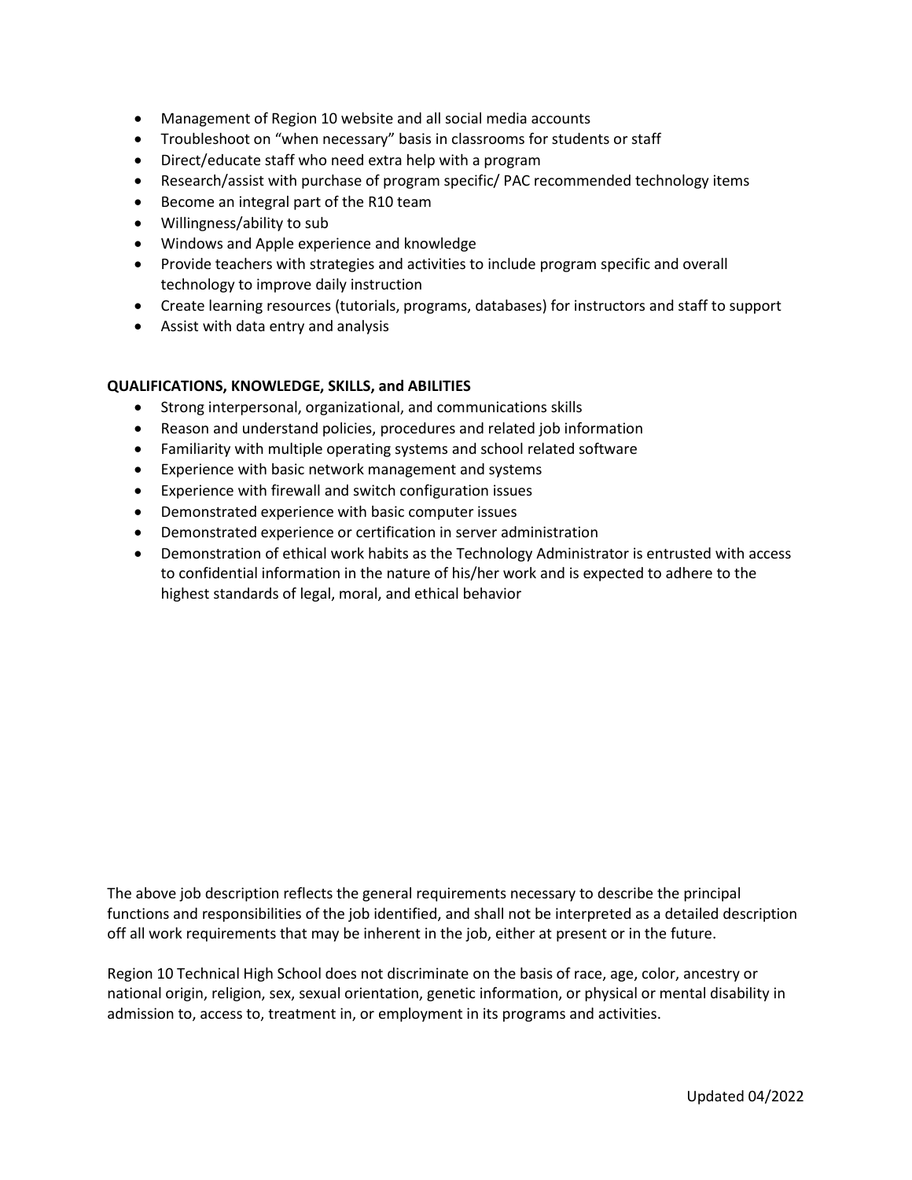- Management of Region 10 website and all social media accounts
- Troubleshoot on "when necessary" basis in classrooms for students or staff
- Direct/educate staff who need extra help with a program
- Research/assist with purchase of program specific/ PAC recommended technology items
- Become an integral part of the R10 team
- Willingness/ability to sub
- Windows and Apple experience and knowledge
- Provide teachers with strategies and activities to include program specific and overall technology to improve daily instruction
- Create learning resources (tutorials, programs, databases) for instructors and staff to support
- Assist with data entry and analysis

**QUALIFICATIONS, KNOWLEDGE, SKILLS, and ABILITIES**

- Strong interpersonal, organizational, and communications skills
- Reason and understand policies, procedures and related job information
- Familiarity with multiple operating systems and school related software
- Experience with basic network management and systems
- Experience with firewall and switch configuration issues
- Demonstrated experience with basic computer issues
- Demonstrated experience or certification in server administration
- Demonstration of ethical work habits as the Technology Administrator is entrusted with access to confidential information in the nature of his/her work and is expected to adhere to the highest standards of legal, moral, and ethical behavior

The above job description reflects the general requirements necessary to describe the principal functions and responsibilities of the job identified, and shall not be interpreted as a detailed description off all work requirements that may be inherent in the job, either at present or in the future.

Region 10 Technical High School does not discriminate on the basis of race, age, color, ancestry or national origin, religion, sex, sexual orientation, genetic information, or physical or mental disability in admission to, access to, treatment in, or employment in its programs and activities.

Updated 04/2022